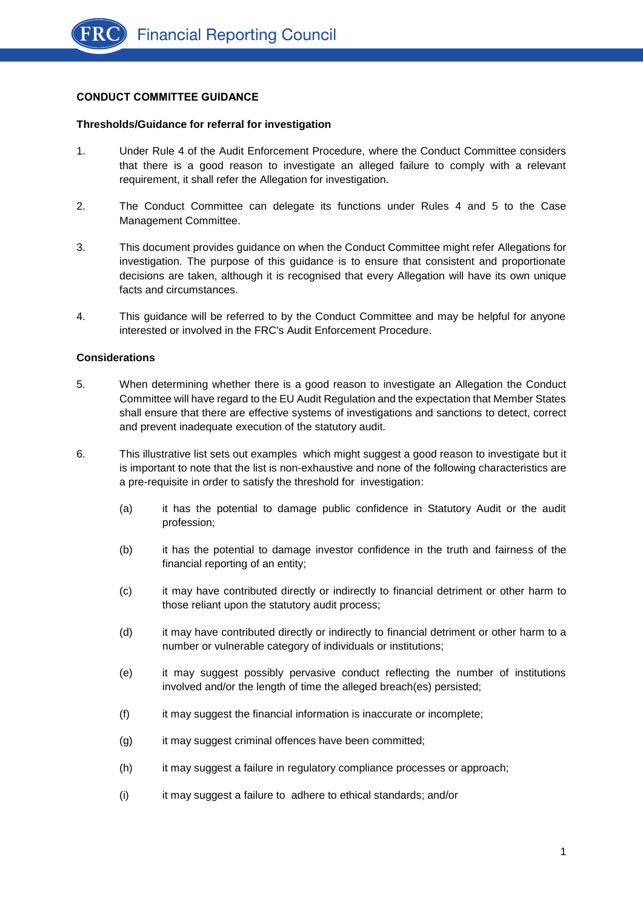**CONDUCT COMMITTEE GUIDANCE**

**Thresholds/Guidance for referral for investigation**

1. Under Rule 4 of the Audit Enforcement Procedure, where the Conduct Committee considers that there is a good reason to investigate an alleged failure to comply with a relevant requirement, it shall refer the Allegation for investigation.

2. The Conduct Committee can delegate its functions under Rules 4 and 5 to the Case Management Committee.

3. This document provides guidance on when the Conduct Committee might refer Allegations for investigation. The purpose of this guidance is to ensure that consistent and proportionate decisions are taken, although it is recognised that every Allegation will have its own unique facts and circumstances.

4. This guidance will be referred to by the Conduct Committee and may be helpful for anyone interested or involved in the FRC's Audit Enforcement Procedure.

**Considerations**

5. When determining whether there is a good reason to investigate an Allegation the Conduct Committee will have regard to the EU Audit Regulation and the expectation that Member States shall ensure that there are effective systems of investigations and sanctions to detect, correct and prevent inadequate execution of the statutory audit.

6. This illustrative list sets out examples which might suggest a good reason to investigate but it is important to note that the list is non-exhaustive and none of the following characteristics are a pre-requisite in order to satisfy the threshold for investigation:

   (a) it has the potential to damage public confidence in Statutory Audit or the audit profession;

   (b) it has the potential to damage investor confidence in the truth and fairness of the financial reporting of an entity;

   (c) it may have contributed directly or indirectly to financial detriment or other harm to those reliant upon the statutory audit process;

   (d) it may have contributed directly or indirectly to financial detriment or other harm to a number or vulnerable category of individuals or institutions;

   (e) it may suggest possibly pervasive conduct reflecting the number of institutions involved and/or the length of time the alleged breach(es) persisted;

   (f) it may suggest the financial information is inaccurate or incomplete;

   (g) it may suggest criminal offences have been committed;

   (h) it may suggest a failure in regulatory compliance processes or approach;

   (i) it may suggest a failure to adhere to ethical standards; and/or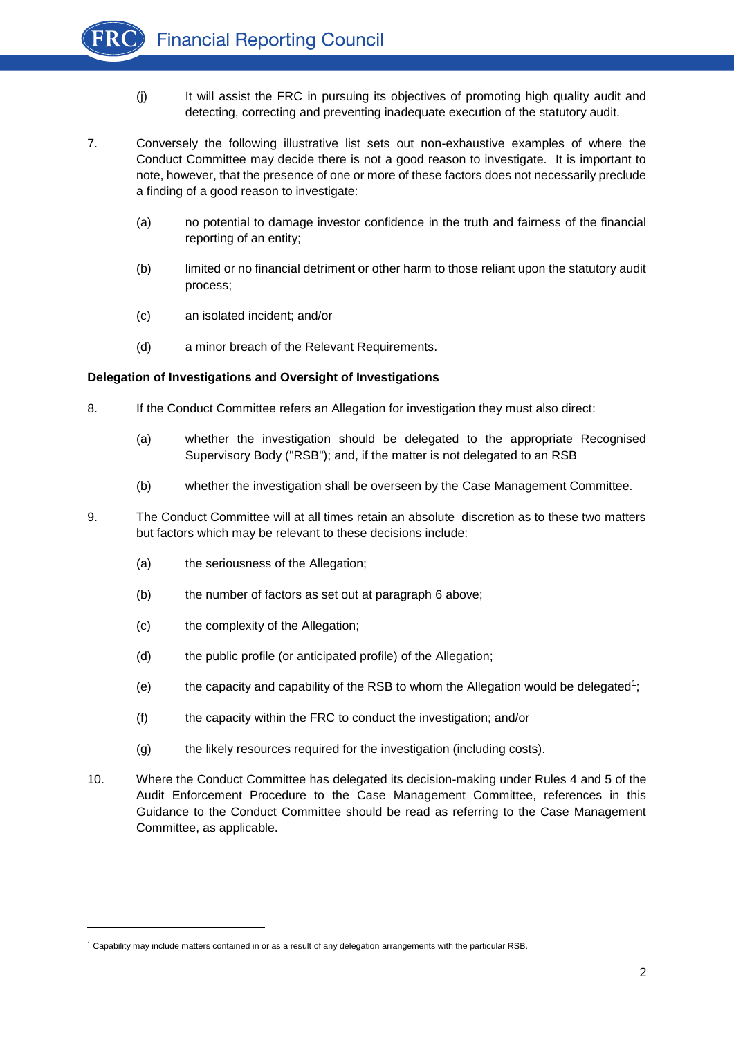(j) It will assist the FRC in pursuing its objectives of promoting high quality audit and detecting, correcting and preventing inadequate execution of the statutory audit.

7. Conversely the following illustrative list sets out non-exhaustive examples of where the Conduct Committee may decide there is not a good reason to investigate. It is important to note, however, that the presence of one or more of these factors does not necessarily preclude a finding of a good reason to investigate:

   (a) no potential to damage investor confidence in the truth and fairness of the financial reporting of an entity;

   (b) limited or no financial detriment or other harm to those reliant upon the statutory audit process;

   (c) an isolated incident; and/or

   (d) a minor breach of the Relevant Requirements.

**Delegation of Investigations and Oversight of Investigations**

8. If the Conduct Committee refers an Allegation for investigation they must also direct:

   (a) whether the investigation should be delegated to the appropriate Recognised Supervisory Body ("RSB"); and, if the matter is not delegated to an RSB

   (b) whether the investigation shall be overseen by the Case Management Committee.

9. The Conduct Committee will at all times retain an absolute discretion as to these two matters but factors which may be relevant to these decisions include:

   (a) the seriousness of the Allegation;

   (b) the number of factors as set out at paragraph 6 above;

   (c) the complexity of the Allegation;

   (d) the public profile (or anticipated profile) of the Allegation;

   (e) the capacity and capability of the RSB to whom the Allegation would be delegated[1];

   (f) the capacity within the FRC to conduct the investigation; and/or

   (g) the likely resources required for the investigation (including costs).

10. Where the Conduct Committee has delegated its decision-making under Rules 4 and 5 of the Audit Enforcement Procedure to the Case Management Committee, references in this Guidance to the Conduct Committee should be read as referring to the Case Management Committee, as applicable.

---

[1] Capability may include matters contained in or as a result of any delegation arrangements with the particular RSB.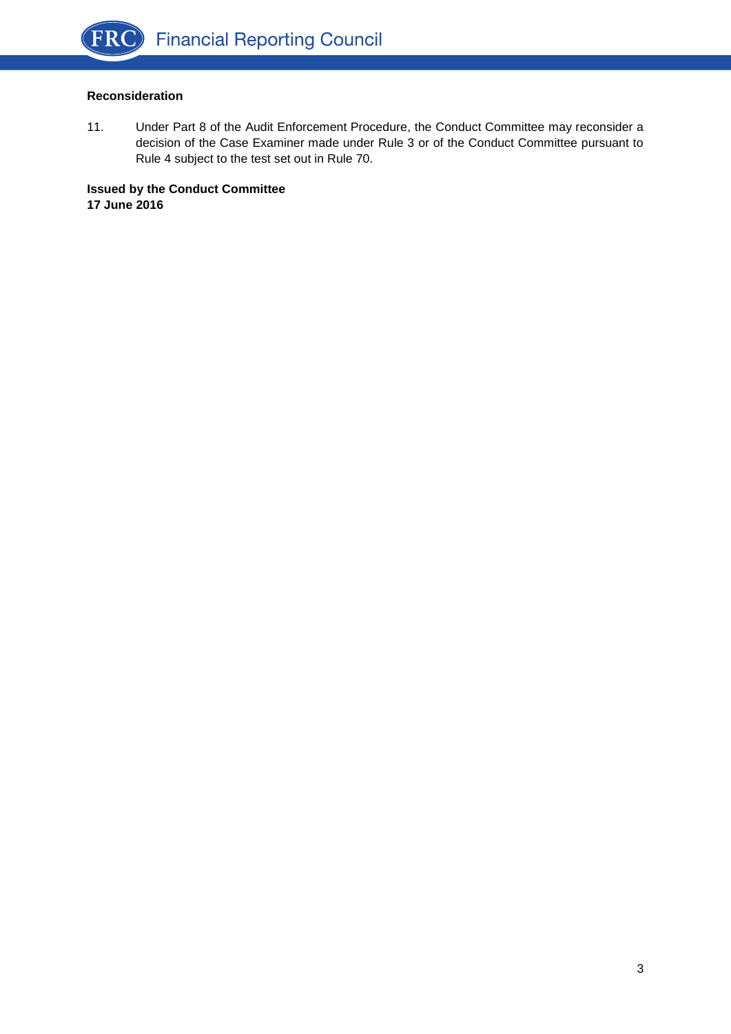**Reconsideration**

11. Under Part 8 of the Audit Enforcement Procedure, the Conduct Committee may reconsider a decision of the Case Examiner made under Rule 3 or of the Conduct Committee pursuant to Rule 4 subject to the test set out in Rule 70.

**Issued by the Conduct Committee**
**17 June 2016**